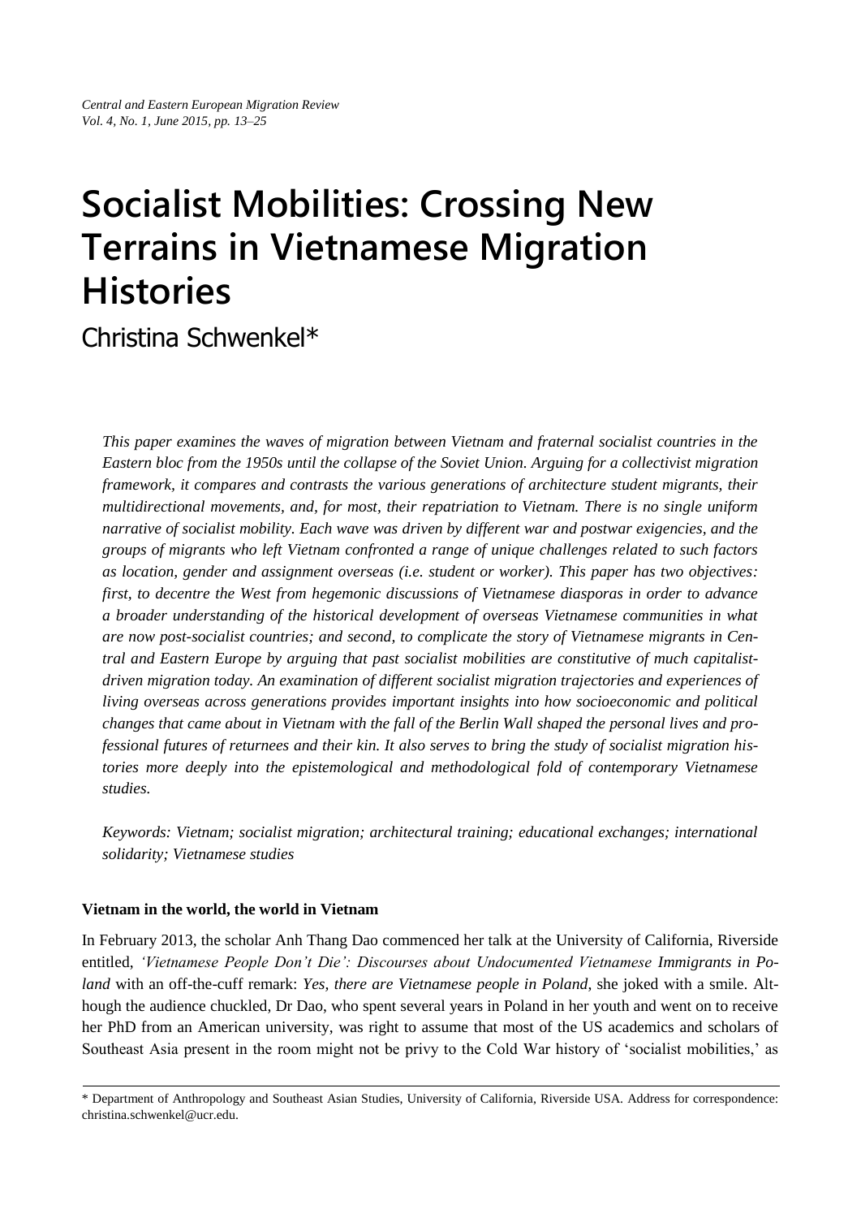# Socialist Mobilities: Crossing New Terrains in Vietnamese Migration Histories

Christina Schwenkel*

*This paper examines the waves of migration between Vietnam and fraternal socialist countries in the Eastern bloc from the 1950s until the collapse of the Soviet Union. Arguing for a collectivist migration framework, it compares and contrasts the various generations of architecture student migrants, their multidirectional movements, and, for most, their repatriation to Vietnam. There is no single uniform narrative of socialist mobility. Each wave was driven by different war and postwar exigencies, and the groups of migrants who left Vietnam confronted a range of unique challenges related to such factors as location, gender and assignment overseas (i.e. student or worker). This paper has two objectives: first, to decentre the West from hegemonic discussions of Vietnamese diasporas in order to advance a broader understanding of the historical development of overseas Vietnamese communities in what are now post-socialist countries; and second, to complicate the story of Vietnamese migrants in Central and Eastern Europe by arguing that past socialist mobilities are constitutive of much capitalist-driven migration today. An examination of different socialist migration trajectories and experiences of living overseas across generations provides important insights into how socioeconomic and political changes that came about in Vietnam with the fall of the Berlin Wall shaped the personal lives and professional futures of returnees and their kin. It also serves to bring the study of socialist migration histories more deeply into the epistemological and methodological fold of contemporary Vietnamese studies.*

*Keywords: Vietnam; socialist migration; architectural training; educational exchanges; international solidarity; Vietnamese studies*

**Vietnam in the world, the world in Vietnam**

In February 2013, the scholar Anh Thang Dao commenced her talk at the University of California, Riverside entitled, *'Vietnamese People Don't Die': Discourses about Undocumented Vietnamese Immigrants in Poland* with an off-the-cuff remark: *Yes, there are Vietnamese people in Poland*, she joked with a smile. Although the audience chuckled, Dr Dao, who spent several years in Poland in her youth and went on to receive her PhD from an American university, was right to assume that most of the US academics and scholars of Southeast Asia present in the room might not be privy to the Cold War history of 'socialist mobilities,' as

\* Department of Anthropology and Southeast Asian Studies, University of California, Riverside USA. Address for correspondence: christina.schwenkel@ucr.edu.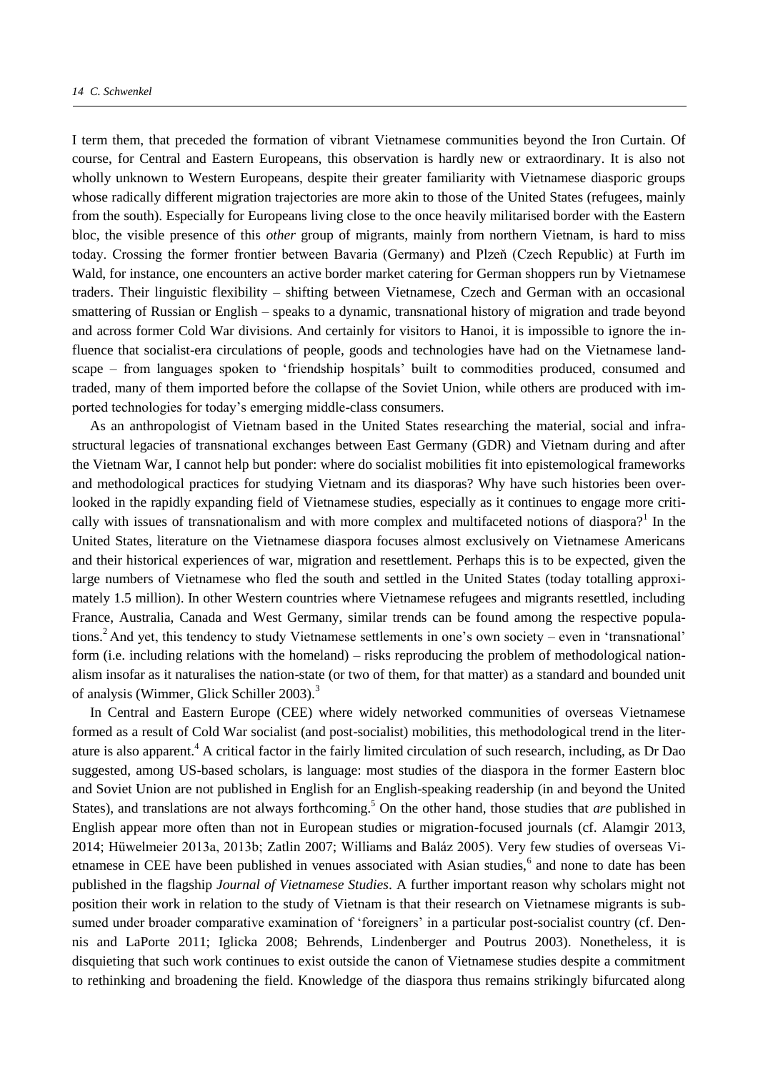I term them, that preceded the formation of vibrant Vietnamese communities beyond the Iron Curtain. Of course, for Central and Eastern Europeans, this observation is hardly new or extraordinary. It is also not wholly unknown to Western Europeans, despite their greater familiarity with Vietnamese diasporic groups whose radically different migration trajectories are more akin to those of the United States (refugees, mainly from the south). Especially for Europeans living close to the once heavily militarised border with the Eastern bloc, the visible presence of this *other* group of migrants, mainly from northern Vietnam, is hard to miss today. Crossing the former frontier between Bavaria (Germany) and Plzeň (Czech Republic) at Furth im Wald, for instance, one encounters an active border market catering for German shoppers run by Vietnamese traders. Their linguistic flexibility – shifting between Vietnamese, Czech and German with an occasional smattering of Russian or English – speaks to a dynamic, transnational history of migration and trade beyond and across former Cold War divisions. And certainly for visitors to Hanoi, it is impossible to ignore the influence that socialist-era circulations of people, goods and technologies have had on the Vietnamese landscape – from languages spoken to 'friendship hospitals' built to commodities produced, consumed and traded, many of them imported before the collapse of the Soviet Union, while others are produced with imported technologies for today's emerging middle-class consumers.

As an anthropologist of Vietnam based in the United States researching the material, social and infrastructural legacies of transnational exchanges between East Germany (GDR) and Vietnam during and after the Vietnam War, I cannot help but ponder: where do socialist mobilities fit into epistemological frameworks and methodological practices for studying Vietnam and its diasporas? Why have such histories been overlooked in the rapidly expanding field of Vietnamese studies, especially as it continues to engage more critically with issues of transnationalism and with more complex and multifaceted notions of diaspora?[1] In the United States, literature on the Vietnamese diaspora focuses almost exclusively on Vietnamese Americans and their historical experiences of war, migration and resettlement. Perhaps this is to be expected, given the large numbers of Vietnamese who fled the south and settled in the United States (today totalling approximately 1.5 million). In other Western countries where Vietnamese refugees and migrants resettled, including France, Australia, Canada and West Germany, similar trends can be found among the respective populations.[2] And yet, this tendency to study Vietnamese settlements in one's own society – even in 'transnational' form (i.e. including relations with the homeland) – risks reproducing the problem of methodological nationalism insofar as it naturalises the nation-state (or two of them, for that matter) as a standard and bounded unit of analysis (Wimmer, Glick Schiller 2003).[3]

In Central and Eastern Europe (CEE) where widely networked communities of overseas Vietnamese formed as a result of Cold War socialist (and post-socialist) mobilities, this methodological trend in the literature is also apparent.[4] A critical factor in the fairly limited circulation of such research, including, as Dr Dao suggested, among US-based scholars, is language: most studies of the diaspora in the former Eastern bloc and Soviet Union are not published in English for an English-speaking readership (in and beyond the United States), and translations are not always forthcoming.[5] On the other hand, those studies that *are* published in English appear more often than not in European studies or migration-focused journals (cf. Alamgir 2013, 2014; Hüwelmeier 2013a, 2013b; Zatlin 2007; Williams and Baláz 2005). Very few studies of overseas Vietnamese in CEE have been published in venues associated with Asian studies,[6] and none to date has been published in the flagship *Journal of Vietnamese Studies*. A further important reason why scholars might not position their work in relation to the study of Vietnam is that their research on Vietnamese migrants is subsumed under broader comparative examination of 'foreigners' in a particular post-socialist country (cf. Dennis and LaPorte 2011; Iglicka 2008; Behrends, Lindenberger and Poutrus 2003). Nonetheless, it is disquieting that such work continues to exist outside the canon of Vietnamese studies despite a commitment to rethinking and broadening the field. Knowledge of the diaspora thus remains strikingly bifurcated along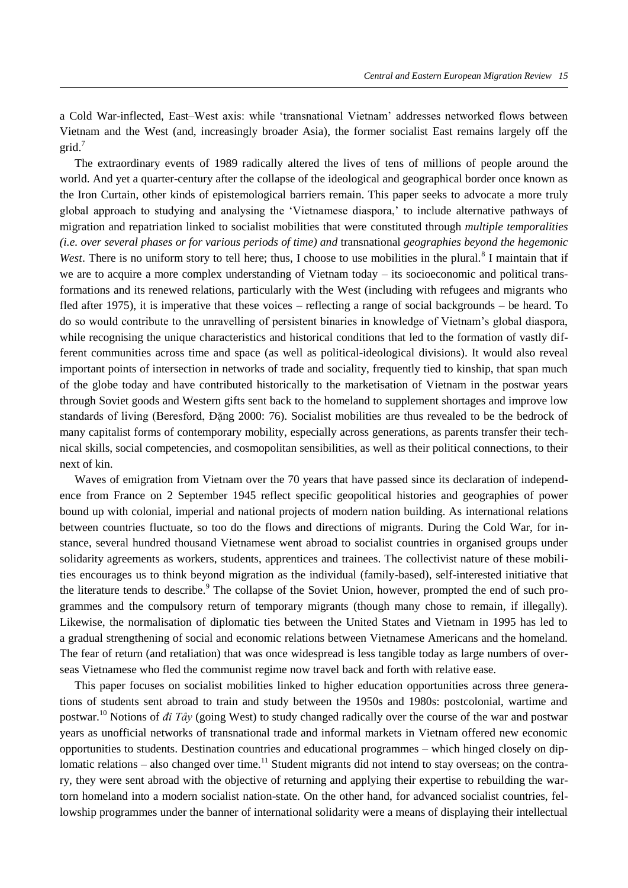a Cold War-inflected, East–West axis: while 'transnational Vietnam' addresses networked flows between Vietnam and the West (and, increasingly broader Asia), the former socialist East remains largely off the grid.[7]

The extraordinary events of 1989 radically altered the lives of tens of millions of people around the world. And yet a quarter-century after the collapse of the ideological and geographical border once known as the Iron Curtain, other kinds of epistemological barriers remain. This paper seeks to advocate a more truly global approach to studying and analysing the 'Vietnamese diaspora,' to include alternative pathways of migration and repatriation linked to socialist mobilities that were constituted through *multiple temporalities (i.e. over several phases or for various periods of time) and* transnational *geographies beyond the hegemonic West*. There is no uniform story to tell here; thus, I choose to use mobilities in the plural.[8] I maintain that if we are to acquire a more complex understanding of Vietnam today – its socioeconomic and political transformations and its renewed relations, particularly with the West (including with refugees and migrants who fled after 1975), it is imperative that these voices – reflecting a range of social backgrounds – be heard. To do so would contribute to the unravelling of persistent binaries in knowledge of Vietnam's global diaspora, while recognising the unique characteristics and historical conditions that led to the formation of vastly different communities across time and space (as well as political-ideological divisions). It would also reveal important points of intersection in networks of trade and sociality, frequently tied to kinship, that span much of the globe today and have contributed historically to the marketisation of Vietnam in the postwar years through Soviet goods and Western gifts sent back to the homeland to supplement shortages and improve low standards of living (Beresford, Đặng 2000: 76). Socialist mobilities are thus revealed to be the bedrock of many capitalist forms of contemporary mobility, especially across generations, as parents transfer their technical skills, social competencies, and cosmopolitan sensibilities, as well as their political connections, to their next of kin.

Waves of emigration from Vietnam over the 70 years that have passed since its declaration of independence from France on 2 September 1945 reflect specific geopolitical histories and geographies of power bound up with colonial, imperial and national projects of modern nation building. As international relations between countries fluctuate, so too do the flows and directions of migrants. During the Cold War, for instance, several hundred thousand Vietnamese went abroad to socialist countries in organised groups under solidarity agreements as workers, students, apprentices and trainees. The collectivist nature of these mobilities encourages us to think beyond migration as the individual (family-based), self-interested initiative that the literature tends to describe.[9] The collapse of the Soviet Union, however, prompted the end of such programmes and the compulsory return of temporary migrants (though many chose to remain, if illegally). Likewise, the normalisation of diplomatic ties between the United States and Vietnam in 1995 has led to a gradual strengthening of social and economic relations between Vietnamese Americans and the homeland. The fear of return (and retaliation) that was once widespread is less tangible today as large numbers of overseas Vietnamese who fled the communist regime now travel back and forth with relative ease.

This paper focuses on socialist mobilities linked to higher education opportunities across three generations of students sent abroad to train and study between the 1950s and 1980s: postcolonial, wartime and postwar.[10] Notions of *đi Tây* (going West) to study changed radically over the course of the war and postwar years as unofficial networks of transnational trade and informal markets in Vietnam offered new economic opportunities to students. Destination countries and educational programmes – which hinged closely on diplomatic relations – also changed over time.[11] Student migrants did not intend to stay overseas; on the contrary, they were sent abroad with the objective of returning and applying their expertise to rebuilding the war-torn homeland into a modern socialist nation-state. On the other hand, for advanced socialist countries, fellowship programmes under the banner of international solidarity were a means of displaying their intellectual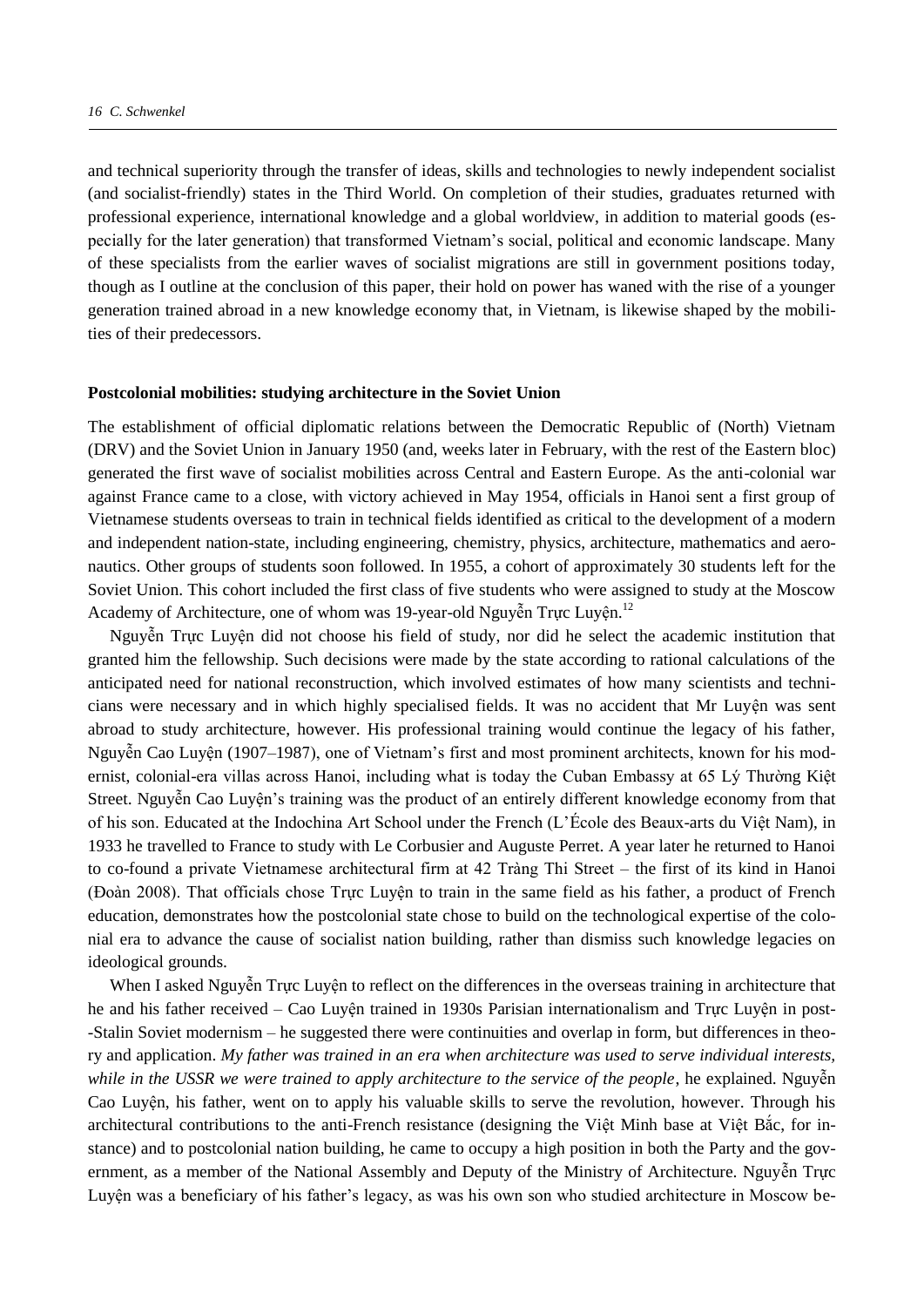and technical superiority through the transfer of ideas, skills and technologies to newly independent socialist (and socialist-friendly) states in the Third World. On completion of their studies, graduates returned with professional experience, international knowledge and a global worldview, in addition to material goods (especially for the later generation) that transformed Vietnam's social, political and economic landscape. Many of these specialists from the earlier waves of socialist migrations are still in government positions today, though as I outline at the conclusion of this paper, their hold on power has waned with the rise of a younger generation trained abroad in a new knowledge economy that, in Vietnam, is likewise shaped by the mobilities of their predecessors.

**Postcolonial mobilities: studying architecture in the Soviet Union**

The establishment of official diplomatic relations between the Democratic Republic of (North) Vietnam (DRV) and the Soviet Union in January 1950 (and, weeks later in February, with the rest of the Eastern bloc) generated the first wave of socialist mobilities across Central and Eastern Europe. As the anti-colonial war against France came to a close, with victory achieved in May 1954, officials in Hanoi sent a first group of Vietnamese students overseas to train in technical fields identified as critical to the development of a modern and independent nation-state, including engineering, chemistry, physics, architecture, mathematics and aeronautics. Other groups of students soon followed. In 1955, a cohort of approximately 30 students left for the Soviet Union. This cohort included the first class of five students who were assigned to study at the Moscow Academy of Architecture, one of whom was 19-year-old Nguyễn Trực Luyện.[12]

Nguyễn Trực Luyện did not choose his field of study, nor did he select the academic institution that granted him the fellowship. Such decisions were made by the state according to rational calculations of the anticipated need for national reconstruction, which involved estimates of how many scientists and technicians were necessary and in which highly specialised fields. It was no accident that Mr Luyện was sent abroad to study architecture, however. His professional training would continue the legacy of his father, Nguyễn Cao Luyện (1907–1987), one of Vietnam's first and most prominent architects, known for his modernist, colonial-era villas across Hanoi, including what is today the Cuban Embassy at 65 Lý Thường Kiệt Street. Nguyễn Cao Luyện's training was the product of an entirely different knowledge economy from that of his son. Educated at the Indochina Art School under the French (L'École des Beaux-arts du Việt Nam), in 1933 he travelled to France to study with Le Corbusier and Auguste Perret. A year later he returned to Hanoi to co-found a private Vietnamese architectural firm at 42 Tràng Thi Street – the first of its kind in Hanoi (Đoàn 2008). That officials chose Trực Luyện to train in the same field as his father, a product of French education, demonstrates how the postcolonial state chose to build on the technological expertise of the colonial era to advance the cause of socialist nation building, rather than dismiss such knowledge legacies on ideological grounds.

When I asked Nguyễn Trực Luyện to reflect on the differences in the overseas training in architecture that he and his father received – Cao Luyện trained in 1930s Parisian internationalism and Trực Luyện in post-Stalin Soviet modernism – he suggested there were continuities and overlap in form, but differences in theory and application. *My father was trained in an era when architecture was used to serve individual interests, while in the USSR we were trained to apply architecture to the service of the people*, he explained. Nguyễn Cao Luyện, his father, went on to apply his valuable skills to serve the revolution, however. Through his architectural contributions to the anti-French resistance (designing the Việt Minh base at Việt Bắc, for instance) and to postcolonial nation building, he came to occupy a high position in both the Party and the government, as a member of the National Assembly and Deputy of the Ministry of Architecture. Nguyễn Trực Luyện was a beneficiary of his father's legacy, as was his own son who studied architecture in Moscow be-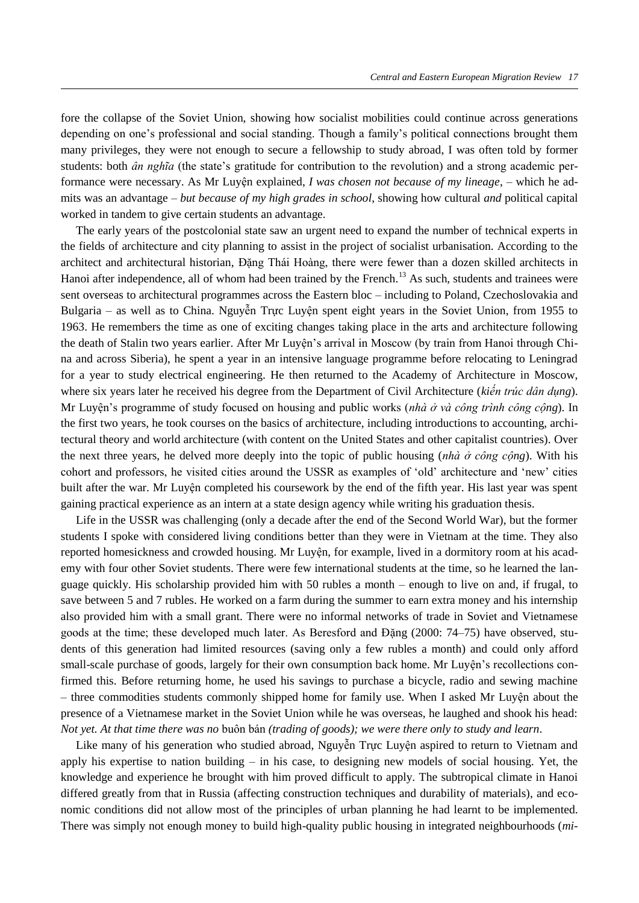fore the collapse of the Soviet Union, showing how socialist mobilities could continue across generations depending on one's professional and social standing. Though a family's political connections brought them many privileges, they were not enough to secure a fellowship to study abroad, I was often told by former students: both *ân nghĩa* (the state's gratitude for contribution to the revolution) and a strong academic performance were necessary. As Mr Luyện explained, *I was chosen not because of my lineage*, – which he admits was an advantage – *but because of my high grades in school*, showing how cultural *and* political capital worked in tandem to give certain students an advantage.

The early years of the postcolonial state saw an urgent need to expand the number of technical experts in the fields of architecture and city planning to assist in the project of socialist urbanisation. According to the architect and architectural historian, Đặng Thái Hoàng, there were fewer than a dozen skilled architects in Hanoi after independence, all of whom had been trained by the French.[13] As such, students and trainees were sent overseas to architectural programmes across the Eastern bloc – including to Poland, Czechoslovakia and Bulgaria – as well as to China. Nguyễn Trực Luyện spent eight years in the Soviet Union, from 1955 to 1963. He remembers the time as one of exciting changes taking place in the arts and architecture following the death of Stalin two years earlier. After Mr Luyện's arrival in Moscow (by train from Hanoi through China and across Siberia), he spent a year in an intensive language programme before relocating to Leningrad for a year to study electrical engineering. He then returned to the Academy of Architecture in Moscow, where six years later he received his degree from the Department of Civil Architecture (*kiến trúc dân dụng*). Mr Luyện's programme of study focused on housing and public works (*nhà ở và công trình công cộng*). In the first two years, he took courses on the basics of architecture, including introductions to accounting, architectural theory and world architecture (with content on the United States and other capitalist countries). Over the next three years, he delved more deeply into the topic of public housing (*nhà ở công cộng*). With his cohort and professors, he visited cities around the USSR as examples of 'old' architecture and 'new' cities built after the war. Mr Luyện completed his coursework by the end of the fifth year. His last year was spent gaining practical experience as an intern at a state design agency while writing his graduation thesis.

Life in the USSR was challenging (only a decade after the end of the Second World War), but the former students I spoke with considered living conditions better than they were in Vietnam at the time. They also reported homesickness and crowded housing. Mr Luyện, for example, lived in a dormitory room at his academy with four other Soviet students. There were few international students at the time, so he learned the language quickly. His scholarship provided him with 50 rubles a month – enough to live on and, if frugal, to save between 5 and 7 rubles. He worked on a farm during the summer to earn extra money and his internship also provided him with a small grant. There were no informal networks of trade in Soviet and Vietnamese goods at the time; these developed much later. As Beresford and Đặng (2000: 74–75) have observed, students of this generation had limited resources (saving only a few rubles a month) and could only afford small-scale purchase of goods, largely for their own consumption back home. Mr Luyện's recollections confirmed this. Before returning home, he used his savings to purchase a bicycle, radio and sewing machine – three commodities students commonly shipped home for family use. When I asked Mr Luyện about the presence of a Vietnamese market in the Soviet Union while he was overseas, he laughed and shook his head: *Not yet. At that time there was no* buôn bán *(trading of goods); we were there only to study and learn*.

Like many of his generation who studied abroad, Nguyễn Trực Luyện aspired to return to Vietnam and apply his expertise to nation building – in his case, to designing new models of social housing. Yet, the knowledge and experience he brought with him proved difficult to apply. The subtropical climate in Hanoi differed greatly from that in Russia (affecting construction techniques and durability of materials), and economic conditions did not allow most of the principles of urban planning he had learnt to be implemented. There was simply not enough money to build high-quality public housing in integrated neighbourhoods (*mi-*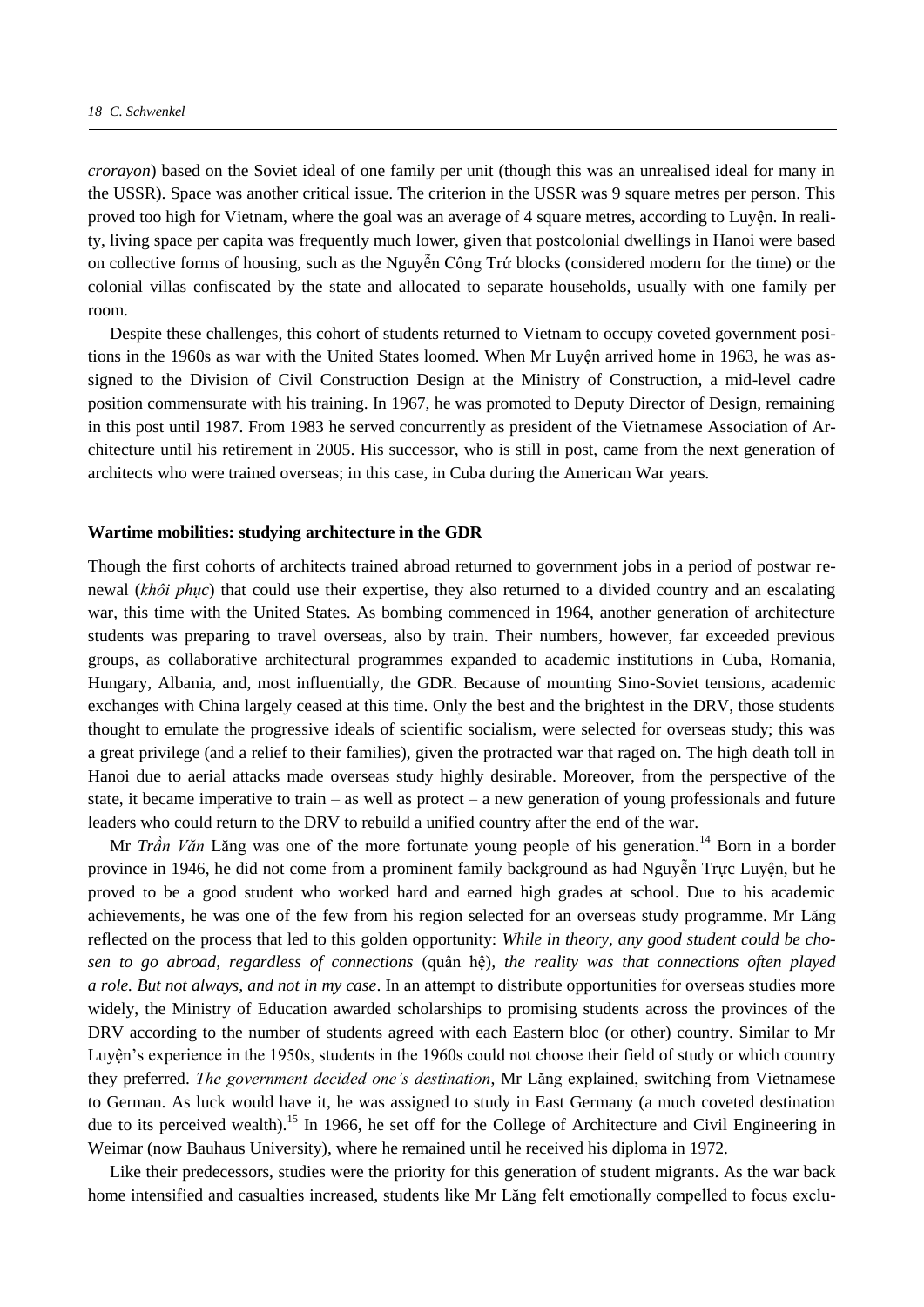*crorayon*) based on the Soviet ideal of one family per unit (though this was an unrealised ideal for many in the USSR). Space was another critical issue. The criterion in the USSR was 9 square metres per person. This proved too high for Vietnam, where the goal was an average of 4 square metres, according to Luyện. In reality, living space per capita was frequently much lower, given that postcolonial dwellings in Hanoi were based on collective forms of housing, such as the Nguyễn Công Trứ blocks (considered modern for the time) or the colonial villas confiscated by the state and allocated to separate households, usually with one family per room.

Despite these challenges, this cohort of students returned to Vietnam to occupy coveted government positions in the 1960s as war with the United States loomed. When Mr Luyện arrived home in 1963, he was assigned to the Division of Civil Construction Design at the Ministry of Construction, a mid-level cadre position commensurate with his training. In 1967, he was promoted to Deputy Director of Design, remaining in this post until 1987. From 1983 he served concurrently as president of the Vietnamese Association of Architecture until his retirement in 2005. His successor, who is still in post, came from the next generation of architects who were trained overseas; in this case, in Cuba during the American War years.

**Wartime mobilities: studying architecture in the GDR**

Though the first cohorts of architects trained abroad returned to government jobs in a period of postwar renewal (*khôi phục*) that could use their expertise, they also returned to a divided country and an escalating war, this time with the United States. As bombing commenced in 1964, another generation of architecture students was preparing to travel overseas, also by train. Their numbers, however, far exceeded previous groups, as collaborative architectural programmes expanded to academic institutions in Cuba, Romania, Hungary, Albania, and, most influentially, the GDR. Because of mounting Sino-Soviet tensions, academic exchanges with China largely ceased at this time. Only the best and the brightest in the DRV, those students thought to emulate the progressive ideals of scientific socialism, were selected for overseas study; this was a great privilege (and a relief to their families), given the protracted war that raged on. The high death toll in Hanoi due to aerial attacks made overseas study highly desirable. Moreover, from the perspective of the state, it became imperative to train – as well as protect – a new generation of young professionals and future leaders who could return to the DRV to rebuild a unified country after the end of the war.

Mr *Trần Văn* Lăng was one of the more fortunate young people of his generation.[14] Born in a border province in 1946, he did not come from a prominent family background as had Nguyễn Trực Luyện, but he proved to be a good student who worked hard and earned high grades at school. Due to his academic achievements, he was one of the few from his region selected for an overseas study programme. Mr Lăng reflected on the process that led to this golden opportunity: *While in theory, any good student could be chosen to go abroad, regardless of connections* (quân hệ)*, the reality was that connections often played a role. But not always, and not in my case*. In an attempt to distribute opportunities for overseas studies more widely, the Ministry of Education awarded scholarships to promising students across the provinces of the DRV according to the number of students agreed with each Eastern bloc (or other) country. Similar to Mr Luyện's experience in the 1950s, students in the 1960s could not choose their field of study or which country they preferred. *The government decided one's destination*, Mr Lăng explained, switching from Vietnamese to German. As luck would have it, he was assigned to study in East Germany (a much coveted destination due to its perceived wealth).[15] In 1966, he set off for the College of Architecture and Civil Engineering in Weimar (now Bauhaus University), where he remained until he received his diploma in 1972.

Like their predecessors, studies were the priority for this generation of student migrants. As the war back home intensified and casualties increased, students like Mr Lăng felt emotionally compelled to focus exclu-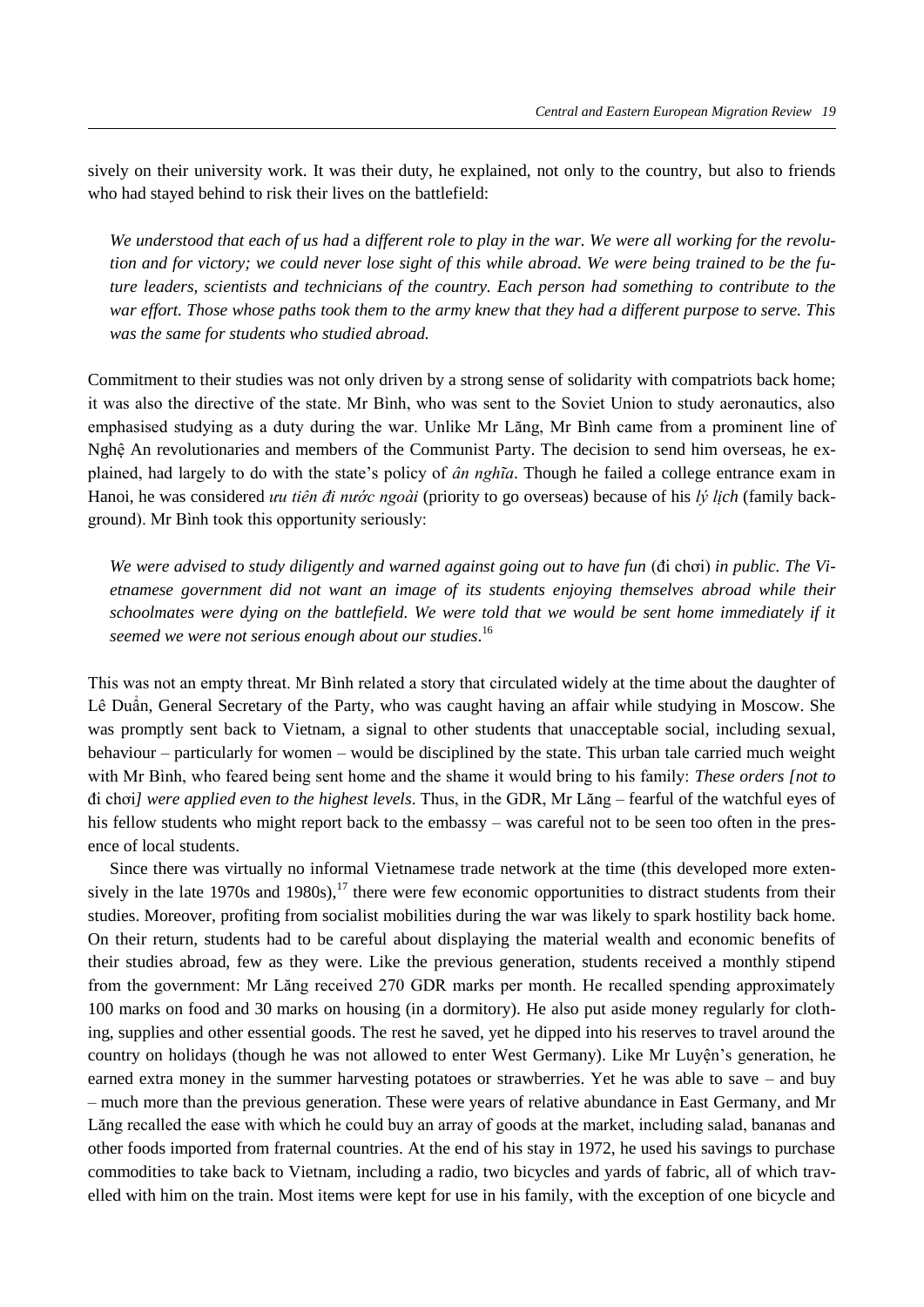sively on their university work. It was their duty, he explained, not only to the country, but also to friends who had stayed behind to risk their lives on the battlefield:

> *We understood that each of us had* a *different role to play in the war. We were all working for the revolution and for victory; we could never lose sight of this while abroad. We were being trained to be the future leaders, scientists and technicians of the country. Each person had something to contribute to the war effort. Those whose paths took them to the army knew that they had a different purpose to serve. This was the same for students who studied abroad.*

Commitment to their studies was not only driven by a strong sense of solidarity with compatriots back home; it was also the directive of the state. Mr Bình, who was sent to the Soviet Union to study aeronautics, also emphasised studying as a duty during the war. Unlike Mr Lăng, Mr Bình came from a prominent line of Nghệ An revolutionaries and members of the Communist Party. The decision to send him overseas, he explained, had largely to do with the state's policy of *ân nghĩa*. Though he failed a college entrance exam in Hanoi, he was considered *ưu tiên đi nước ngoài* (priority to go overseas) because of his *lý lịch* (family background). Mr Bình took this opportunity seriously:

> *We were advised to study diligently and warned against going out to have fun* (đi chơi) *in public. The Vietnamese government did not want an image of its students enjoying themselves abroad while their schoolmates were dying on the battlefield. We were told that we would be sent home immediately if it seemed we were not serious enough about our studies*.[16]

This was not an empty threat. Mr Bình related a story that circulated widely at the time about the daughter of Lê Duẩn, General Secretary of the Party, who was caught having an affair while studying in Moscow. She was promptly sent back to Vietnam, a signal to other students that unacceptable social, including sexual, behaviour – particularly for women – would be disciplined by the state. This urban tale carried much weight with Mr Bình, who feared being sent home and the shame it would bring to his family: *These orders [not to* đi chơi*] were applied even to the highest levels*. Thus, in the GDR, Mr Lăng – fearful of the watchful eyes of his fellow students who might report back to the embassy – was careful not to be seen too often in the presence of local students.

Since there was virtually no informal Vietnamese trade network at the time (this developed more extensively in the late 1970s and 1980s),[17] there were few economic opportunities to distract students from their studies. Moreover, profiting from socialist mobilities during the war was likely to spark hostility back home. On their return, students had to be careful about displaying the material wealth and economic benefits of their studies abroad, few as they were. Like the previous generation, students received a monthly stipend from the government: Mr Lăng received 270 GDR marks per month. He recalled spending approximately 100 marks on food and 30 marks on housing (in a dormitory). He also put aside money regularly for clothing, supplies and other essential goods. The rest he saved, yet he dipped into his reserves to travel around the country on holidays (though he was not allowed to enter West Germany). Like Mr Luyện's generation, he earned extra money in the summer harvesting potatoes or strawberries. Yet he was able to save – and buy – much more than the previous generation. These were years of relative abundance in East Germany, and Mr Lăng recalled the ease with which he could buy an array of goods at the market, including salad, bananas and other foods imported from fraternal countries. At the end of his stay in 1972, he used his savings to purchase commodities to take back to Vietnam, including a radio, two bicycles and yards of fabric, all of which travelled with him on the train. Most items were kept for use in his family, with the exception of one bicycle and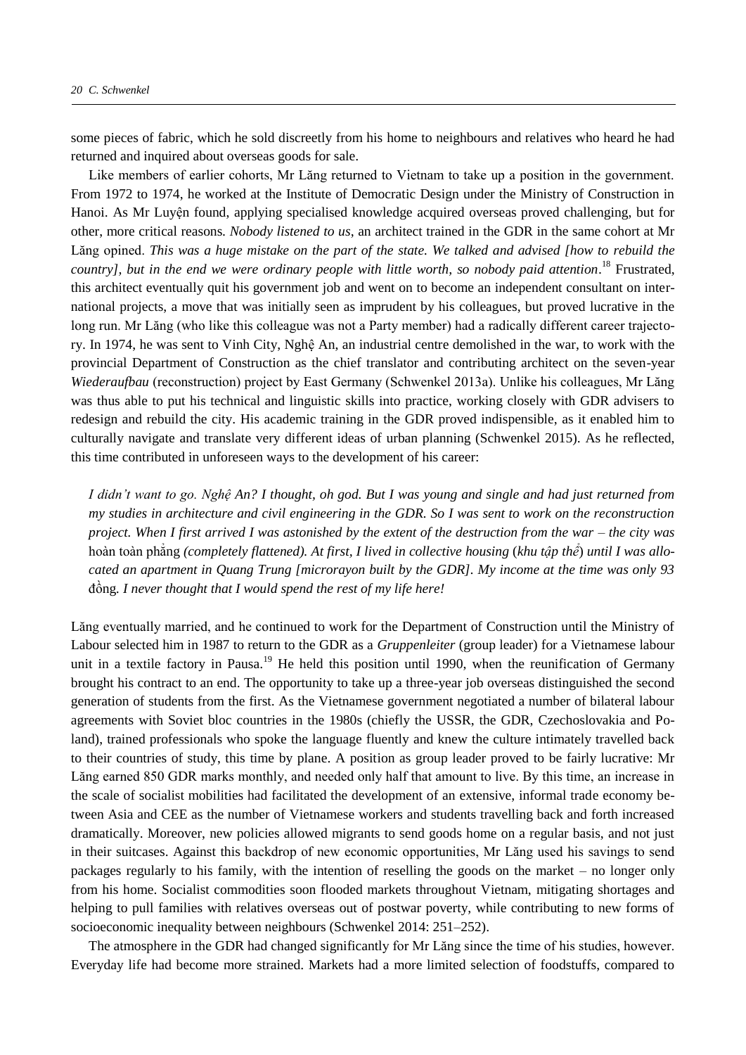some pieces of fabric, which he sold discreetly from his home to neighbours and relatives who heard he had returned and inquired about overseas goods for sale.

Like members of earlier cohorts, Mr Lăng returned to Vietnam to take up a position in the government. From 1972 to 1974, he worked at the Institute of Democratic Design under the Ministry of Construction in Hanoi. As Mr Luyện found, applying specialised knowledge acquired overseas proved challenging, but for other, more critical reasons. *Nobody listened to us*, an architect trained in the GDR in the same cohort at Mr Lăng opined. *This was a huge mistake on the part of the state. We talked and advised [how to rebuild the country], but in the end we were ordinary people with little worth, so nobody paid attention*.[18] Frustrated, this architect eventually quit his government job and went on to become an independent consultant on international projects, a move that was initially seen as imprudent by his colleagues, but proved lucrative in the long run. Mr Lăng (who like this colleague was not a Party member) had a radically different career trajectory. In 1974, he was sent to Vinh City, Nghệ An, an industrial centre demolished in the war, to work with the provincial Department of Construction as the chief translator and contributing architect on the seven-year *Wiederaufbau* (reconstruction) project by East Germany (Schwenkel 2013a). Unlike his colleagues, Mr Lăng was thus able to put his technical and linguistic skills into practice, working closely with GDR advisers to redesign and rebuild the city. His academic training in the GDR proved indispensible, as it enabled him to culturally navigate and translate very different ideas of urban planning (Schwenkel 2015). As he reflected, this time contributed in unforeseen ways to the development of his career:

> *I didn't want to go. Nghệ An? I thought, oh god. But I was young and single and had just returned from my studies in architecture and civil engineering in the GDR. So I was sent to work on the reconstruction project. When I first arrived I was astonished by the extent of the destruction from the war – the city was* hoàn toàn phẳng *(completely flattened). At first, I lived in collective housing* (*khu tập thể*) *until I was allocated an apartment in Quang Trung [microrayon built by the GDR]. My income at the time was only 93* đồng*. I never thought that I would spend the rest of my life here!*

Lăng eventually married, and he continued to work for the Department of Construction until the Ministry of Labour selected him in 1987 to return to the GDR as a *Gruppenleiter* (group leader) for a Vietnamese labour unit in a textile factory in Pausa.[19] He held this position until 1990, when the reunification of Germany brought his contract to an end. The opportunity to take up a three-year job overseas distinguished the second generation of students from the first. As the Vietnamese government negotiated a number of bilateral labour agreements with Soviet bloc countries in the 1980s (chiefly the USSR, the GDR, Czechoslovakia and Poland), trained professionals who spoke the language fluently and knew the culture intimately travelled back to their countries of study, this time by plane. A position as group leader proved to be fairly lucrative: Mr Lăng earned 850 GDR marks monthly, and needed only half that amount to live. By this time, an increase in the scale of socialist mobilities had facilitated the development of an extensive, informal trade economy between Asia and CEE as the number of Vietnamese workers and students travelling back and forth increased dramatically. Moreover, new policies allowed migrants to send goods home on a regular basis, and not just in their suitcases. Against this backdrop of new economic opportunities, Mr Lăng used his savings to send packages regularly to his family, with the intention of reselling the goods on the market – no longer only from his home. Socialist commodities soon flooded markets throughout Vietnam, mitigating shortages and helping to pull families with relatives overseas out of postwar poverty, while contributing to new forms of socioeconomic inequality between neighbours (Schwenkel 2014: 251–252).

The atmosphere in the GDR had changed significantly for Mr Lăng since the time of his studies, however. Everyday life had become more strained. Markets had a more limited selection of foodstuffs, compared to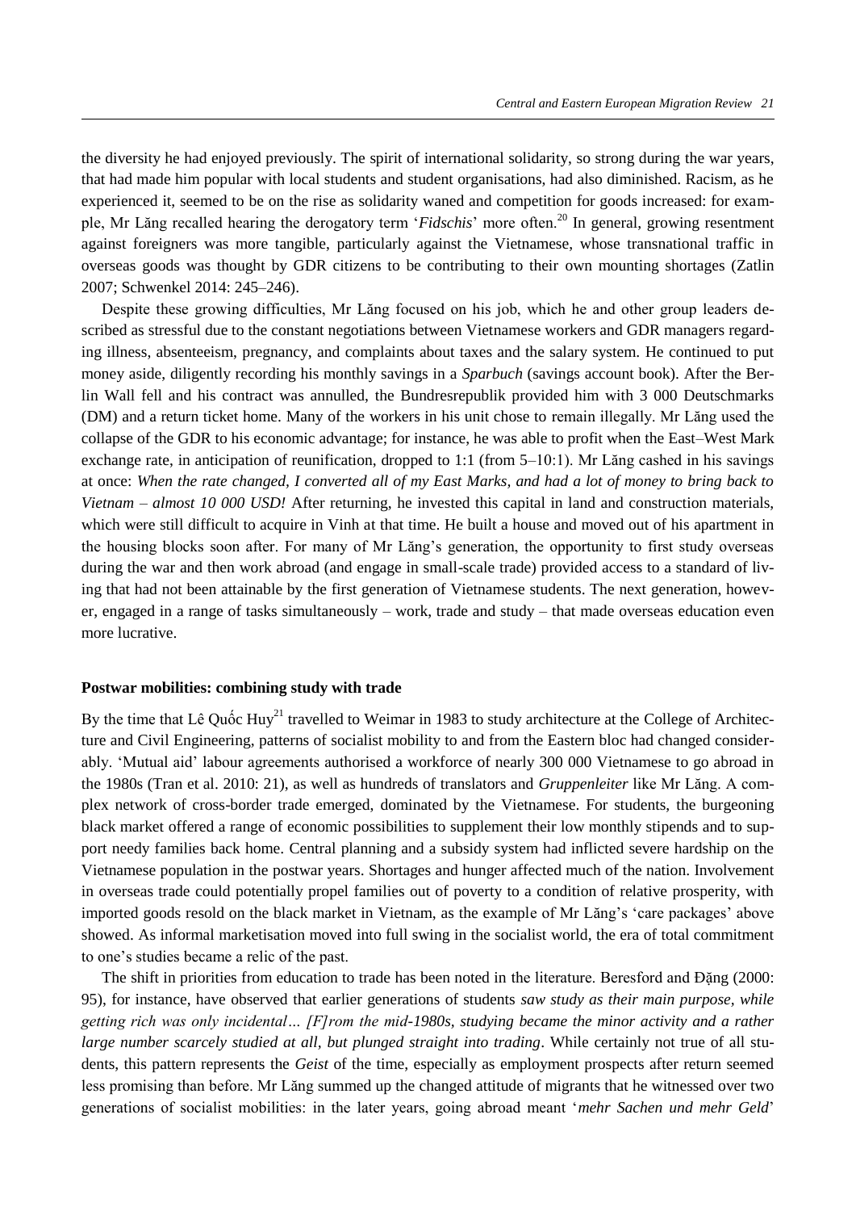the diversity he had enjoyed previously. The spirit of international solidarity, so strong during the war years, that had made him popular with local students and student organisations, had also diminished. Racism, as he experienced it, seemed to be on the rise as solidarity waned and competition for goods increased: for example, Mr Lăng recalled hearing the derogatory term '*Fidschis*' more often.[20] In general, growing resentment against foreigners was more tangible, particularly against the Vietnamese, whose transnational traffic in overseas goods was thought by GDR citizens to be contributing to their own mounting shortages (Zatlin 2007; Schwenkel 2014: 245–246).

Despite these growing difficulties, Mr Lăng focused on his job, which he and other group leaders described as stressful due to the constant negotiations between Vietnamese workers and GDR managers regarding illness, absenteeism, pregnancy, and complaints about taxes and the salary system. He continued to put money aside, diligently recording his monthly savings in a *Sparbuch* (savings account book). After the Berlin Wall fell and his contract was annulled, the Bundresrepublik provided him with 3 000 Deutschmarks (DM) and a return ticket home. Many of the workers in his unit chose to remain illegally. Mr Lăng used the collapse of the GDR to his economic advantage; for instance, he was able to profit when the East–West Mark exchange rate, in anticipation of reunification, dropped to 1:1 (from 5–10:1). Mr Lăng cashed in his savings at once: *When the rate changed, I converted all of my East Marks, and had a lot of money to bring back to Vietnam – almost 10 000 USD!* After returning, he invested this capital in land and construction materials, which were still difficult to acquire in Vinh at that time. He built a house and moved out of his apartment in the housing blocks soon after. For many of Mr Lăng's generation, the opportunity to first study overseas during the war and then work abroad (and engage in small-scale trade) provided access to a standard of living that had not been attainable by the first generation of Vietnamese students. The next generation, however, engaged in a range of tasks simultaneously – work, trade and study – that made overseas education even more lucrative.

## Postwar mobilities: combining study with trade

By the time that Lê Quốc Huy[21] travelled to Weimar in 1983 to study architecture at the College of Architecture and Civil Engineering, patterns of socialist mobility to and from the Eastern bloc had changed considerably. 'Mutual aid' labour agreements authorised a workforce of nearly 300 000 Vietnamese to go abroad in the 1980s (Tran et al. 2010: 21), as well as hundreds of translators and *Gruppenleiter* like Mr Lăng. A complex network of cross-border trade emerged, dominated by the Vietnamese. For students, the burgeoning black market offered a range of economic possibilities to supplement their low monthly stipends and to support needy families back home. Central planning and a subsidy system had inflicted severe hardship on the Vietnamese population in the postwar years. Shortages and hunger affected much of the nation. Involvement in overseas trade could potentially propel families out of poverty to a condition of relative prosperity, with imported goods resold on the black market in Vietnam, as the example of Mr Lăng's 'care packages' above showed. As informal marketisation moved into full swing in the socialist world, the era of total commitment to one's studies became a relic of the past.

The shift in priorities from education to trade has been noted in the literature. Beresford and Đặng (2000: 95), for instance, have observed that earlier generations of students *saw study as their main purpose, while getting rich was only incidental… [F]rom the mid-1980s, studying became the minor activity and a rather large number scarcely studied at all, but plunged straight into trading*. While certainly not true of all students, this pattern represents the *Geist* of the time, especially as employment prospects after return seemed less promising than before. Mr Lăng summed up the changed attitude of migrants that he witnessed over two generations of socialist mobilities: in the later years, going abroad meant '*mehr Sachen und mehr Geld*'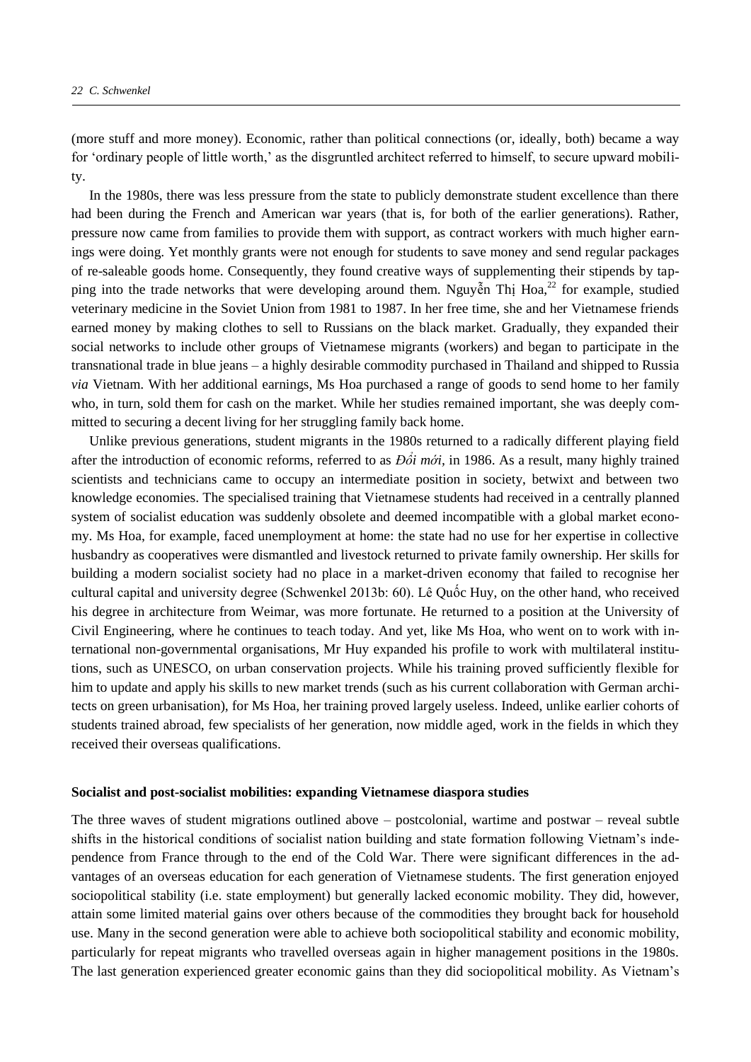(more stuff and more money). Economic, rather than political connections (or, ideally, both) became a way for 'ordinary people of little worth,' as the disgruntled architect referred to himself, to secure upward mobility.

In the 1980s, there was less pressure from the state to publicly demonstrate student excellence than there had been during the French and American war years (that is, for both of the earlier generations). Rather, pressure now came from families to provide them with support, as contract workers with much higher earnings were doing. Yet monthly grants were not enough for students to save money and send regular packages of re-saleable goods home. Consequently, they found creative ways of supplementing their stipends by tapping into the trade networks that were developing around them. Nguyễn Thị Hoa,[22] for example, studied veterinary medicine in the Soviet Union from 1981 to 1987. In her free time, she and her Vietnamese friends earned money by making clothes to sell to Russians on the black market. Gradually, they expanded their social networks to include other groups of Vietnamese migrants (workers) and began to participate in the transnational trade in blue jeans – a highly desirable commodity purchased in Thailand and shipped to Russia *via* Vietnam. With her additional earnings, Ms Hoa purchased a range of goods to send home to her family who, in turn, sold them for cash on the market. While her studies remained important, she was deeply committed to securing a decent living for her struggling family back home.

Unlike previous generations, student migrants in the 1980s returned to a radically different playing field after the introduction of economic reforms, referred to as *Đổi mới*, in 1986. As a result, many highly trained scientists and technicians came to occupy an intermediate position in society, betwixt and between two knowledge economies. The specialised training that Vietnamese students had received in a centrally planned system of socialist education was suddenly obsolete and deemed incompatible with a global market economy. Ms Hoa, for example, faced unemployment at home: the state had no use for her expertise in collective husbandry as cooperatives were dismantled and livestock returned to private family ownership. Her skills for building a modern socialist society had no place in a market-driven economy that failed to recognise her cultural capital and university degree (Schwenkel 2013b: 60). Lê Quốc Huy, on the other hand, who received his degree in architecture from Weimar, was more fortunate. He returned to a position at the University of Civil Engineering, where he continues to teach today. And yet, like Ms Hoa, who went on to work with international non-governmental organisations, Mr Huy expanded his profile to work with multilateral institutions, such as UNESCO, on urban conservation projects. While his training proved sufficiently flexible for him to update and apply his skills to new market trends (such as his current collaboration with German architects on green urbanisation), for Ms Hoa, her training proved largely useless. Indeed, unlike earlier cohorts of students trained abroad, few specialists of her generation, now middle aged, work in the fields in which they received their overseas qualifications.

## Socialist and post-socialist mobilities: expanding Vietnamese diaspora studies

The three waves of student migrations outlined above – postcolonial, wartime and postwar – reveal subtle shifts in the historical conditions of socialist nation building and state formation following Vietnam's independence from France through to the end of the Cold War. There were significant differences in the advantages of an overseas education for each generation of Vietnamese students. The first generation enjoyed sociopolitical stability (i.e. state employment) but generally lacked economic mobility. They did, however, attain some limited material gains over others because of the commodities they brought back for household use. Many in the second generation were able to achieve both sociopolitical stability and economic mobility, particularly for repeat migrants who travelled overseas again in higher management positions in the 1980s. The last generation experienced greater economic gains than they did sociopolitical mobility. As Vietnam's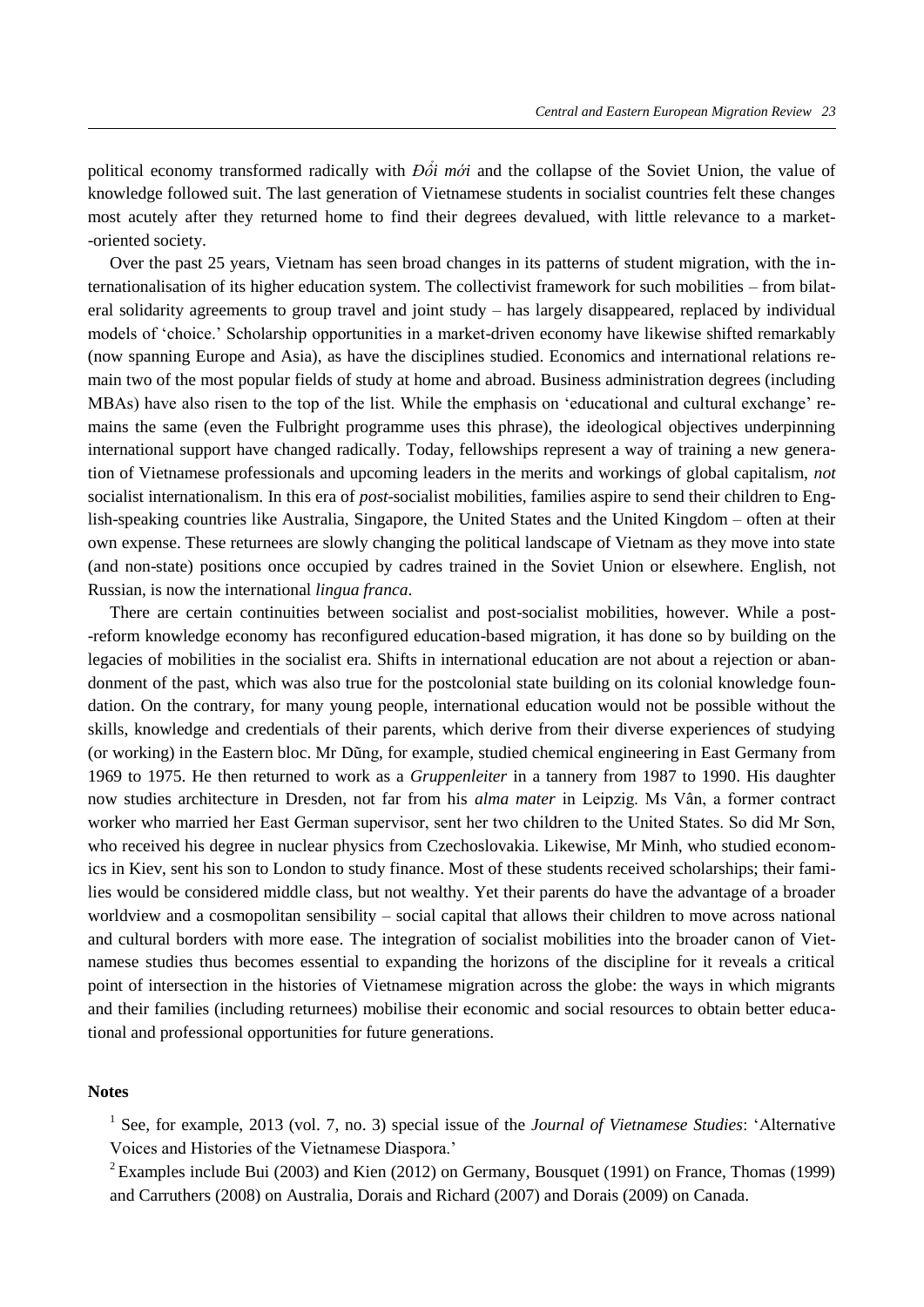political economy transformed radically with *Đổi mới* and the collapse of the Soviet Union, the value of knowledge followed suit. The last generation of Vietnamese students in socialist countries felt these changes most acutely after they returned home to find their degrees devalued, with little relevance to a market-oriented society.

Over the past 25 years, Vietnam has seen broad changes in its patterns of student migration, with the internationalisation of its higher education system. The collectivist framework for such mobilities – from bilateral solidarity agreements to group travel and joint study – has largely disappeared, replaced by individual models of 'choice.' Scholarship opportunities in a market-driven economy have likewise shifted remarkably (now spanning Europe and Asia), as have the disciplines studied. Economics and international relations remain two of the most popular fields of study at home and abroad. Business administration degrees (including MBAs) have also risen to the top of the list. While the emphasis on 'educational and cultural exchange' remains the same (even the Fulbright programme uses this phrase), the ideological objectives underpinning international support have changed radically. Today, fellowships represent a way of training a new generation of Vietnamese professionals and upcoming leaders in the merits and workings of global capitalism, *not* socialist internationalism. In this era of *post*-socialist mobilities, families aspire to send their children to English-speaking countries like Australia, Singapore, the United States and the United Kingdom – often at their own expense. These returnees are slowly changing the political landscape of Vietnam as they move into state (and non-state) positions once occupied by cadres trained in the Soviet Union or elsewhere. English, not Russian, is now the international *lingua franca*.

There are certain continuities between socialist and post-socialist mobilities, however. While a post-reform knowledge economy has reconfigured education-based migration, it has done so by building on the legacies of mobilities in the socialist era. Shifts in international education are not about a rejection or abandonment of the past, which was also true for the postcolonial state building on its colonial knowledge foundation. On the contrary, for many young people, international education would not be possible without the skills, knowledge and credentials of their parents, which derive from their diverse experiences of studying (or working) in the Eastern bloc. Mr Dũng, for example, studied chemical engineering in East Germany from 1969 to 1975. He then returned to work as a *Gruppenleiter* in a tannery from 1987 to 1990. His daughter now studies architecture in Dresden, not far from his *alma mater* in Leipzig. Ms Vân, a former contract worker who married her East German supervisor, sent her two children to the United States. So did Mr Sơn, who received his degree in nuclear physics from Czechoslovakia. Likewise, Mr Minh, who studied economics in Kiev, sent his son to London to study finance. Most of these students received scholarships; their families would be considered middle class, but not wealthy. Yet their parents do have the advantage of a broader worldview and a cosmopolitan sensibility – social capital that allows their children to move across national and cultural borders with more ease. The integration of socialist mobilities into the broader canon of Vietnamese studies thus becomes essential to expanding the horizons of the discipline for it reveals a critical point of intersection in the histories of Vietnamese migration across the globe: the ways in which migrants and their families (including returnees) mobilise their economic and social resources to obtain better educational and professional opportunities for future generations.

## Notes

[1] See, for example, 2013 (vol. 7, no. 3) special issue of the *Journal of Vietnamese Studies*: 'Alternative Voices and Histories of the Vietnamese Diaspora.'

[2] Examples include Bui (2003) and Kien (2012) on Germany, Bousquet (1991) on France, Thomas (1999) and Carruthers (2008) on Australia, Dorais and Richard (2007) and Dorais (2009) on Canada.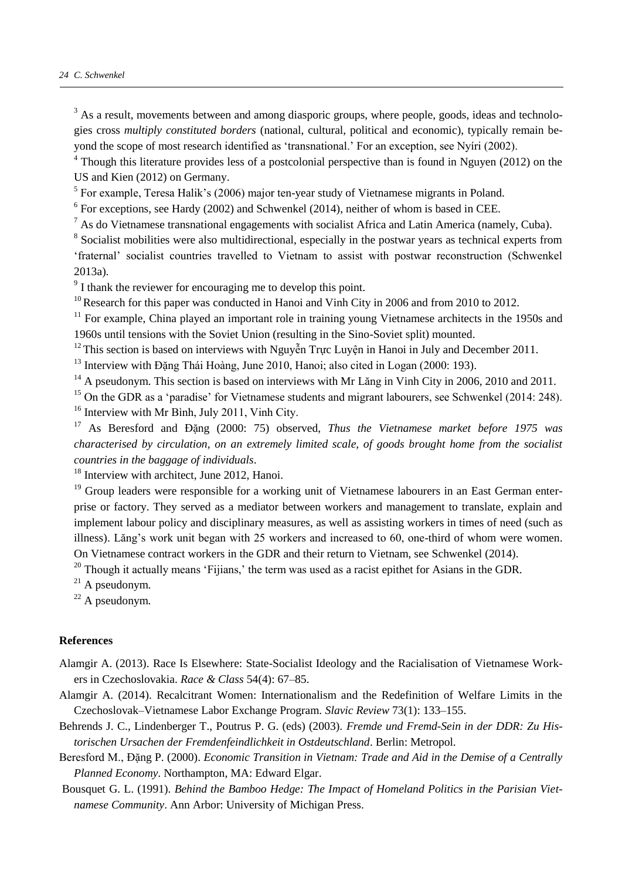[3] As a result, movements between and among diasporic groups, where people, goods, ideas and technologies cross *multiply constituted borders* (national, cultural, political and economic), typically remain beyond the scope of most research identified as 'transnational.' For an exception, see Nyíri (2002).

[4] Though this literature provides less of a postcolonial perspective than is found in Nguyen (2012) on the US and Kien (2012) on Germany.

[5] For example, Teresa Halik's (2006) major ten-year study of Vietnamese migrants in Poland.

[6] For exceptions, see Hardy (2002) and Schwenkel (2014), neither of whom is based in CEE.

[7] As do Vietnamese transnational engagements with socialist Africa and Latin America (namely, Cuba).

[8] Socialist mobilities were also multidirectional, especially in the postwar years as technical experts from 'fraternal' socialist countries travelled to Vietnam to assist with postwar reconstruction (Schwenkel 2013a).

[9] I thank the reviewer for encouraging me to develop this point.

[10] Research for this paper was conducted in Hanoi and Vinh City in 2006 and from 2010 to 2012.

[11] For example, China played an important role in training young Vietnamese architects in the 1950s and 1960s until tensions with the Soviet Union (resulting in the Sino-Soviet split) mounted.

[12] This section is based on interviews with Nguyễn Trực Luyện in Hanoi in July and December 2011.

[13] Interview with Đặng Thái Hoàng, June 2010, Hanoi; also cited in Logan (2000: 193).

[14] A pseudonym. This section is based on interviews with Mr Lăng in Vinh City in 2006, 2010 and 2011.

[15] On the GDR as a 'paradise' for Vietnamese students and migrant labourers, see Schwenkel (2014: 248).

[16] Interview with Mr Bình, July 2011, Vinh City.

[17] As Beresford and Đặng (2000: 75) observed, *Thus the Vietnamese market before 1975 was characterised by circulation, on an extremely limited scale, of goods brought home from the socialist countries in the baggage of individuals*.

[18] Interview with architect, June 2012, Hanoi.

[19] Group leaders were responsible for a working unit of Vietnamese labourers in an East German enterprise or factory. They served as a mediator between workers and management to translate, explain and implement labour policy and disciplinary measures, as well as assisting workers in times of need (such as illness). Lăng's work unit began with 25 workers and increased to 60, one-third of whom were women. On Vietnamese contract workers in the GDR and their return to Vietnam, see Schwenkel (2014).

[20] Though it actually means 'Fijians,' the term was used as a racist epithet for Asians in the GDR.

[21] A pseudonym.

[22] A pseudonym.

## References

Alamgir A. (2013). Race Is Elsewhere: State-Socialist Ideology and the Racialisation of Vietnamese Workers in Czechoslovakia. *Race & Class* 54(4): 67–85.

Alamgir A. (2014). Recalcitrant Women: Internationalism and the Redefinition of Welfare Limits in the Czechoslovak–Vietnamese Labor Exchange Program. *Slavic Review* 73(1): 133–155.

Behrends J. C., Lindenberger T., Poutrus P. G. (eds) (2003). *Fremde und Fremd-Sein in der DDR: Zu Historischen Ursachen der Fremdenfeindlichkeit in Ostdeutschland*. Berlin: Metropol.

Beresford M., Đặng P. (2000). *Economic Transition in Vietnam: Trade and Aid in the Demise of a Centrally Planned Economy*. Northampton, MA: Edward Elgar.

Bousquet G. L. (1991). *Behind the Bamboo Hedge: The Impact of Homeland Politics in the Parisian Vietnamese Community*. Ann Arbor: University of Michigan Press.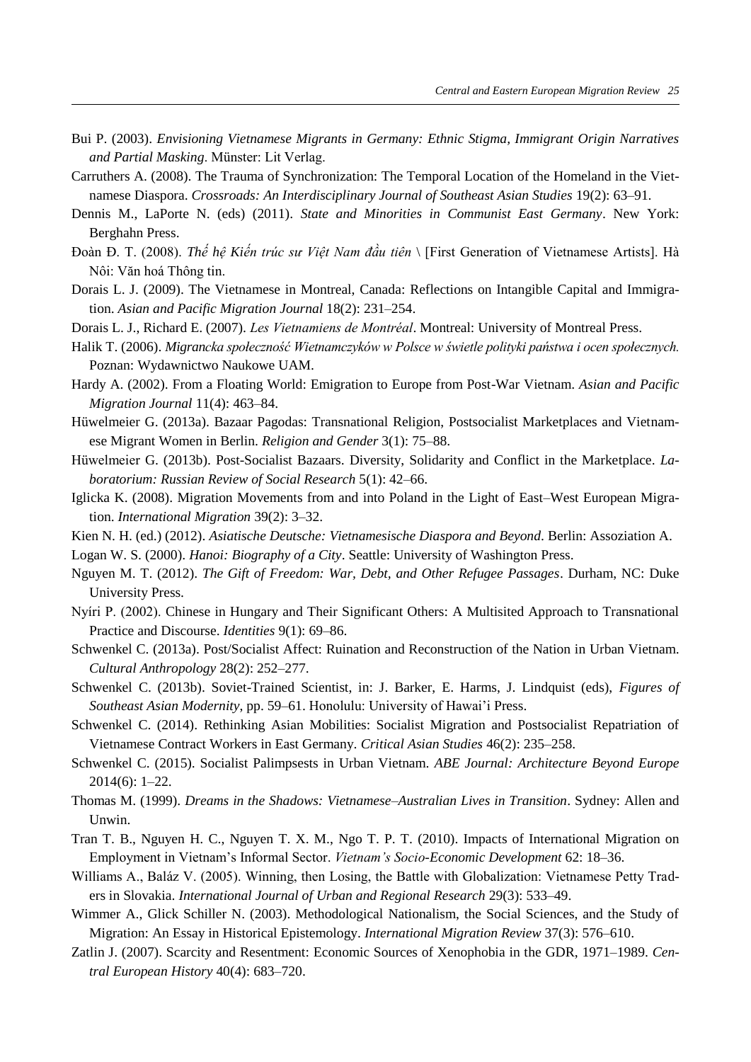Bui P. (2003). *Envisioning Vietnamese Migrants in Germany: Ethnic Stigma, Immigrant Origin Narratives and Partial Masking*. Münster: Lit Verlag.

Carruthers A. (2008). The Trauma of Synchronization: The Temporal Location of the Homeland in the Vietnamese Diaspora. *Crossroads: An Interdisciplinary Journal of Southeast Asian Studies* 19(2): 63–91.

Dennis M., LaPorte N. (eds) (2011). *State and Minorities in Communist East Germany*. New York: Berghahn Press.

Đoàn Đ. T. (2008). *Thế hệ Kiến trúc sư Việt Nam đầu tiên* \ [First Generation of Vietnamese Artists]. Hà Nôi: Văn hoá Thông tin.

Dorais L. J. (2009). The Vietnamese in Montreal, Canada: Reflections on Intangible Capital and Immigration. *Asian and Pacific Migration Journal* 18(2): 231–254.

Dorais L. J., Richard E. (2007). *Les Vietnamiens de Montréal*. Montreal: University of Montreal Press.

Halik T. (2006). *Migrancka społeczność Wietnamczyków w Polsce w świetle polityki państwa i ocen społecznych.* Poznan: Wydawnictwo Naukowe UAM.

Hardy A. (2002). From a Floating World: Emigration to Europe from Post-War Vietnam. *Asian and Pacific Migration Journal* 11(4): 463–84.

Hüwelmeier G. (2013a). Bazaar Pagodas: Transnational Religion, Postsocialist Marketplaces and Vietnamese Migrant Women in Berlin. *Religion and Gender* 3(1): 75–88.

Hüwelmeier G. (2013b). Post-Socialist Bazaars. Diversity, Solidarity and Conflict in the Marketplace. *Laboratorium: Russian Review of Social Research* 5(1): 42–66.

Iglicka K. (2008). Migration Movements from and into Poland in the Light of East–West European Migration. *International Migration* 39(2): 3–32.

Kien N. H. (ed.) (2012). *Asiatische Deutsche: Vietnamesische Diaspora and Beyond*. Berlin: Assoziation A.

Logan W. S. (2000). *Hanoi: Biography of a City*. Seattle: University of Washington Press.

Nguyen M. T. (2012). *The Gift of Freedom: War, Debt, and Other Refugee Passages*. Durham, NC: Duke University Press.

Nyíri P. (2002). Chinese in Hungary and Their Significant Others: A Multisited Approach to Transnational Practice and Discourse. *Identities* 9(1): 69–86.

Schwenkel C. (2013a). Post/Socialist Affect: Ruination and Reconstruction of the Nation in Urban Vietnam. *Cultural Anthropology* 28(2): 252–277.

Schwenkel C. (2013b). Soviet-Trained Scientist, in: J. Barker, E. Harms, J. Lindquist (eds), *Figures of Southeast Asian Modernity*, pp. 59–61. Honolulu: University of Hawai'i Press.

Schwenkel C. (2014). Rethinking Asian Mobilities: Socialist Migration and Postsocialist Repatriation of Vietnamese Contract Workers in East Germany. *Critical Asian Studies* 46(2): 235–258.

Schwenkel C. (2015). Socialist Palimpsests in Urban Vietnam. *ABE Journal: Architecture Beyond Europe* 2014(6): 1–22.

Thomas M. (1999). *Dreams in the Shadows: Vietnamese–Australian Lives in Transition*. Sydney: Allen and Unwin.

Tran T. B., Nguyen H. C., Nguyen T. X. M., Ngo T. P. T. (2010). Impacts of International Migration on Employment in Vietnam's Informal Sector. *Vietnam's Socio-Economic Development* 62: 18–36.

Williams A., Baláz V. (2005). Winning, then Losing, the Battle with Globalization: Vietnamese Petty Traders in Slovakia. *International Journal of Urban and Regional Research* 29(3): 533–49.

Wimmer A., Glick Schiller N. (2003). Methodological Nationalism, the Social Sciences, and the Study of Migration: An Essay in Historical Epistemology. *International Migration Review* 37(3): 576–610.

Zatlin J. (2007). Scarcity and Resentment: Economic Sources of Xenophobia in the GDR, 1971–1989. *Central European History* 40(4): 683–720.